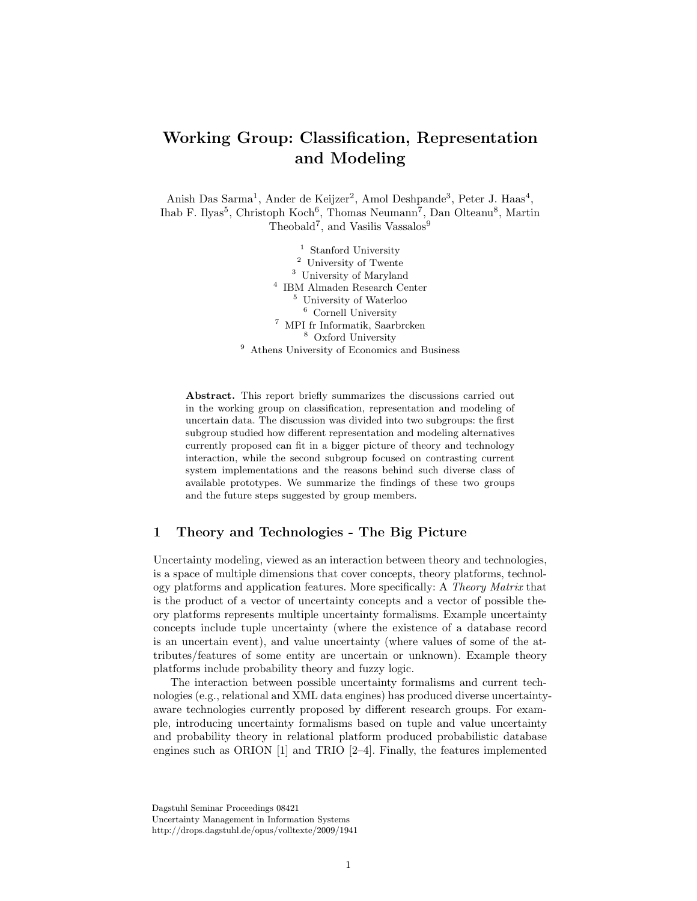# Working Group: Classification, Representation and Modeling

Anish Das Sarma[1], Ander de Keijzer[2], Amol Deshpande[3], Peter J. Haas[4], Ihab F. Ilyas[5], Christoph Koch[6], Thomas Neumann[7], Dan Olteanu[8], Martin Theobald[7], and Vasilis Vassalos[9]

[1] Stanford University
[2] University of Twente
[3] University of Maryland
[4] IBM Almaden Research Center
[5] University of Waterloo
[6] Cornell University
[7] MPI fr Informatik, Saarbrcken
[8] Oxford University
[9] Athens University of Economics and Business

**Abstract.** This report briefly summarizes the discussions carried out in the working group on classification, representation and modeling of uncertain data. The discussion was divided into two subgroups: the first subgroup studied how different representation and modeling alternatives currently proposed can fit in a bigger picture of theory and technology interaction, while the second subgroup focused on contrasting current system implementations and the reasons behind such diverse class of available prototypes. We summarize the findings of these two groups and the future steps suggested by group members.

## 1 Theory and Technologies - The Big Picture

Uncertainty modeling, viewed as an interaction between theory and technologies, is a space of multiple dimensions that cover concepts, theory platforms, technology platforms and application features. More specifically: A *Theory Matrix* that is the product of a vector of uncertainty concepts and a vector of possible theory platforms represents multiple uncertainty formalisms. Example uncertainty concepts include tuple uncertainty (where the existence of a database record is an uncertain event), and value uncertainty (where values of some of the attributes/features of some entity are uncertain or unknown). Example theory platforms include probability theory and fuzzy logic.

The interaction between possible uncertainty formalisms and current technologies (e.g., relational and XML data engines) has produced diverse uncertainty-aware technologies currently proposed by different research groups. For example, introducing uncertainty formalisms based on tuple and value uncertainty and probability theory in relational platform produced probabilistic database engines such as ORION [1] and TRIO [2–4]. Finally, the features implemented

Dagstuhl Seminar Proceedings 08421
Uncertainty Management in Information Systems
http://drops.dagstuhl.de/opus/volltexte/2009/1941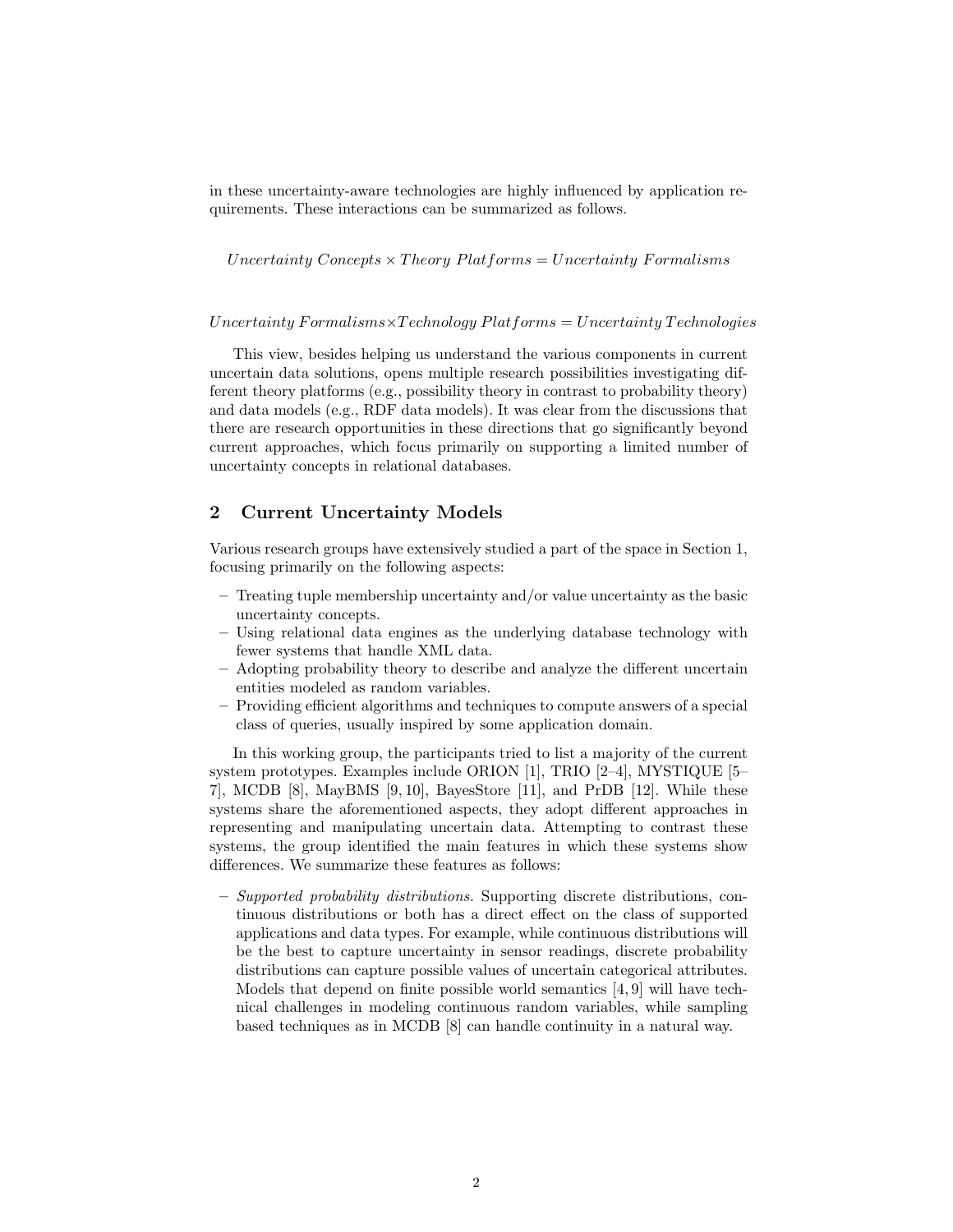in these uncertainty-aware technologies are highly influenced by application requirements. These interactions can be summarized as follows.

$$Uncertainty\ Concepts \times Theory\ Platforms = Uncertainty\ Formalisms$$

$$Uncertainty\ Formalisms \times Technology\ Platforms = Uncertainty\ Technologies$$

This view, besides helping us understand the various components in current uncertain data solutions, opens multiple research possibilities investigating different theory platforms (e.g., possibility theory in contrast to probability theory) and data models (e.g., RDF data models). It was clear from the discussions that there are research opportunities in these directions that go significantly beyond current approaches, which focus primarily on supporting a limited number of uncertainty concepts in relational databases.

## 2 Current Uncertainty Models

Various research groups have extensively studied a part of the space in Section 1, focusing primarily on the following aspects:

- Treating tuple membership uncertainty and/or value uncertainty as the basic uncertainty concepts.
- Using relational data engines as the underlying database technology with fewer systems that handle XML data.
- Adopting probability theory to describe and analyze the different uncertain entities modeled as random variables.
- Providing efficient algorithms and techniques to compute answers of a special class of queries, usually inspired by some application domain.

In this working group, the participants tried to list a majority of the current system prototypes. Examples include ORION [1], TRIO [2–4], MYSTIQUE [5–7], MCDB [8], MayBMS [9, 10], BayesStore [11], and PrDB [12]. While these systems share the aforementioned aspects, they adopt different approaches in representing and manipulating uncertain data. Attempting to contrast these systems, the group identified the main features in which these systems show differences. We summarize these features as follows:

- *Supported probability distributions.* Supporting discrete distributions, continuous distributions or both has a direct effect on the class of supported applications and data types. For example, while continuous distributions will be the best to capture uncertainty in sensor readings, discrete probability distributions can capture possible values of uncertain categorical attributes. Models that depend on finite possible world semantics [4, 9] will have technical challenges in modeling continuous random variables, while sampling based techniques as in MCDB [8] can handle continuity in a natural way.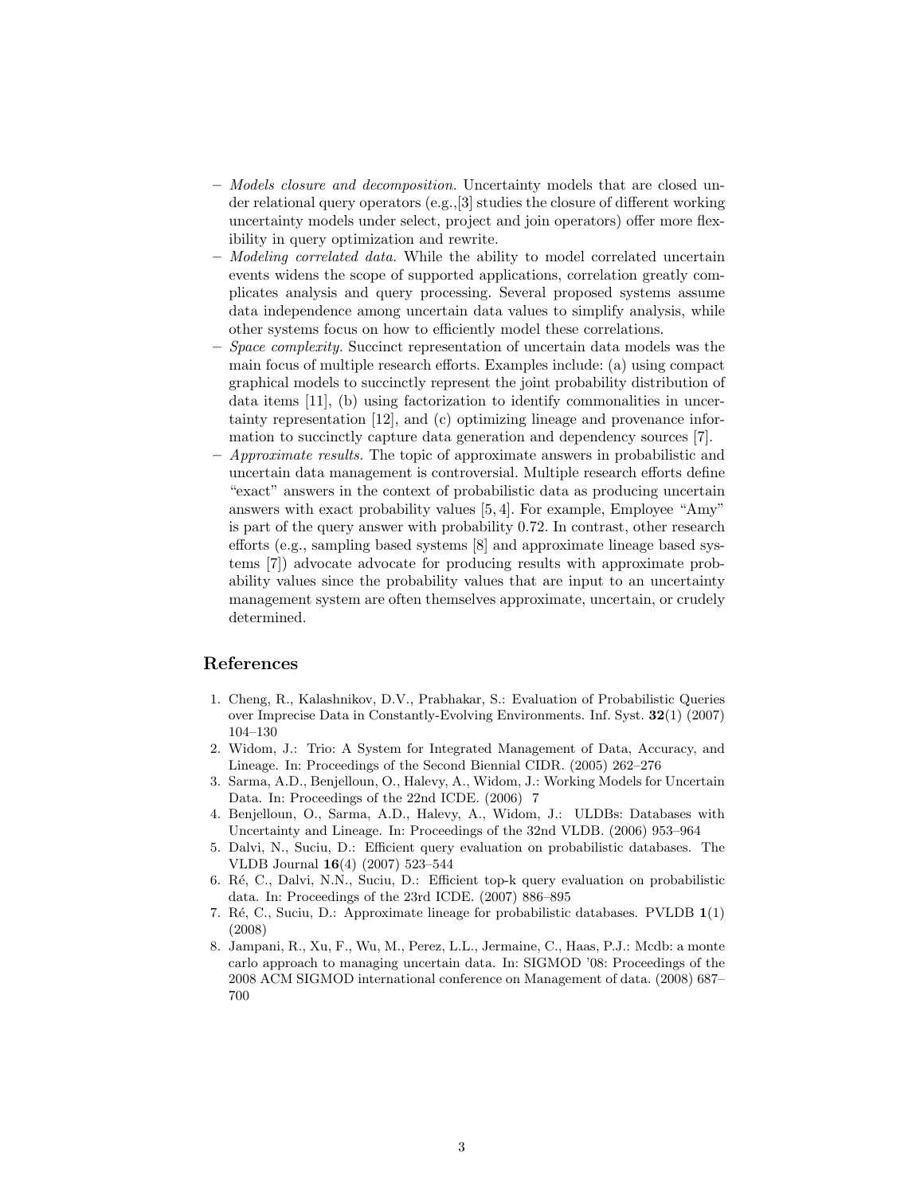- *Models closure and decomposition.* Uncertainty models that are closed under relational query operators (e.g.,[3] studies the closure of different working uncertainty models under select, project and join operators) offer more flexibility in query optimization and rewrite.
- *Modeling correlated data.* While the ability to model correlated uncertain events widens the scope of supported applications, correlation greatly complicates analysis and query processing. Several proposed systems assume data independence among uncertain data values to simplify analysis, while other systems focus on how to efficiently model these correlations.
- *Space complexity.* Succinct representation of uncertain data models was the main focus of multiple research efforts. Examples include: (a) using compact graphical models to succinctly represent the joint probability distribution of data items [11], (b) using factorization to identify commonalities in uncertainty representation [12], and (c) optimizing lineage and provenance information to succinctly capture data generation and dependency sources [7].
- *Approximate results.* The topic of approximate answers in probabilistic and uncertain data management is controversial. Multiple research efforts define "exact" answers in the context of probabilistic data as producing uncertain answers with exact probability values [5, 4]. For example, Employee "Amy" is part of the query answer with probability 0.72. In contrast, other research efforts (e.g., sampling based systems [8] and approximate lineage based systems [7]) advocate advocate for producing results with approximate probability values since the probability values that are input to an uncertainty management system are often themselves approximate, uncertain, or crudely determined.

## References

1. Cheng, R., Kalashnikov, D.V., Prabhakar, S.: Evaluation of Probabilistic Queries over Imprecise Data in Constantly-Evolving Environments. Inf. Syst. **32**(1) (2007) 104–130
2. Widom, J.: Trio: A System for Integrated Management of Data, Accuracy, and Lineage. In: Proceedings of the Second Biennial CIDR. (2005) 262–276
3. Sarma, A.D., Benjelloun, O., Halevy, A., Widom, J.: Working Models for Uncertain Data. In: Proceedings of the 22nd ICDE. (2006) 7
4. Benjelloun, O., Sarma, A.D., Halevy, A., Widom, J.: ULDBs: Databases with Uncertainty and Lineage. In: Proceedings of the 32nd VLDB. (2006) 953–964
5. Dalvi, N., Suciu, D.: Efficient query evaluation on probabilistic databases. The VLDB Journal **16**(4) (2007) 523–544
6. Ré, C., Dalvi, N.N., Suciu, D.: Efficient top-k query evaluation on probabilistic data. In: Proceedings of the 23rd ICDE. (2007) 886–895
7. Ré, C., Suciu, D.: Approximate lineage for probabilistic databases. PVLDB **1**(1) (2008)
8. Jampani, R., Xu, F., Wu, M., Perez, L.L., Jermaine, C., Haas, P.J.: Mcdb: a monte carlo approach to managing uncertain data. In: SIGMOD '08: Proceedings of the 2008 ACM SIGMOD international conference on Management of data. (2008) 687–700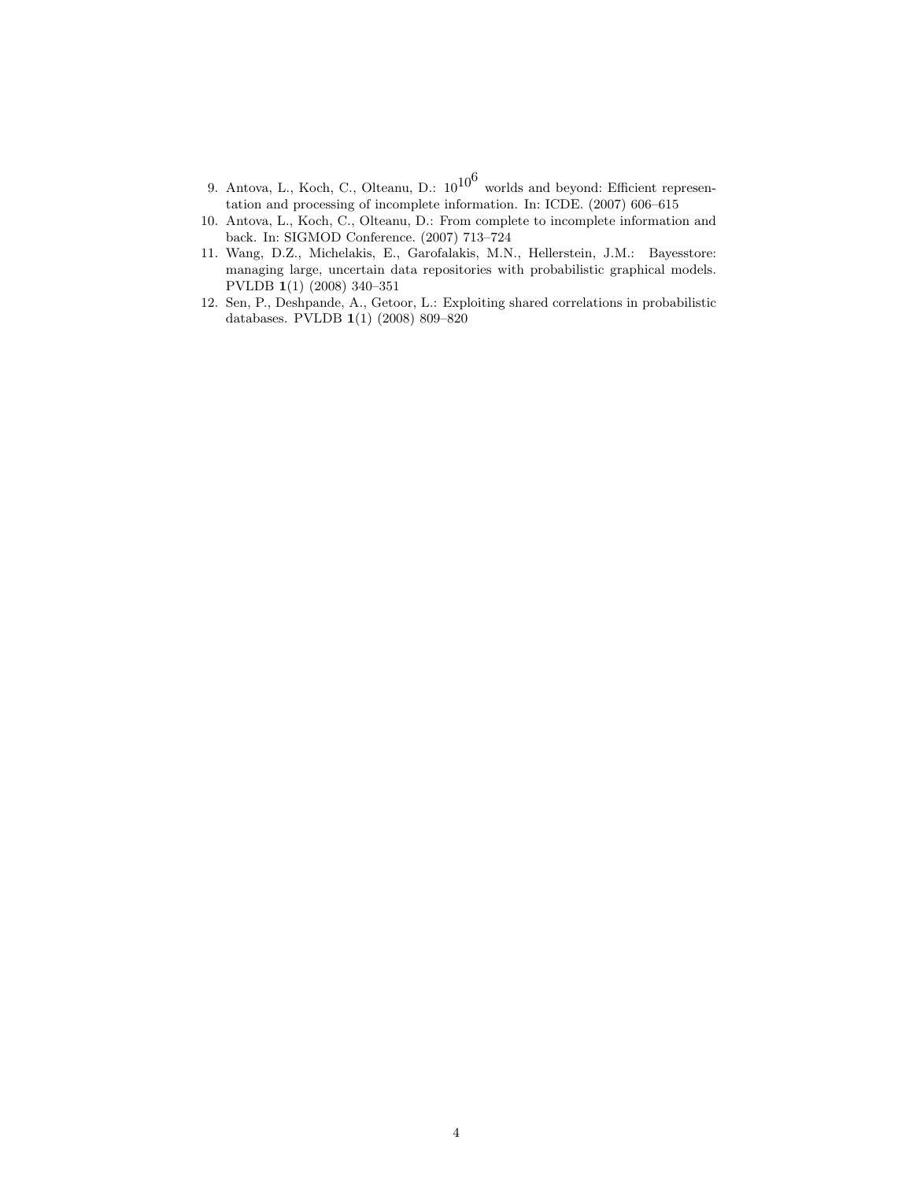9. Antova, L., Koch, C., Olteanu, D.: $10^{10^6}$ worlds and beyond: Efficient representation and processing of incomplete information. In: ICDE. (2007) 606–615
10. Antova, L., Koch, C., Olteanu, D.: From complete to incomplete information and back. In: SIGMOD Conference. (2007) 713–724
11. Wang, D.Z., Michelakis, E., Garofalakis, M.N., Hellerstein, J.M.: Bayesstore: managing large, uncertain data repositories with probabilistic graphical models. PVLDB **1**(1) (2008) 340–351
12. Sen, P., Deshpande, A., Getoor, L.: Exploiting shared correlations in probabilistic databases. PVLDB **1**(1) (2008) 809–820